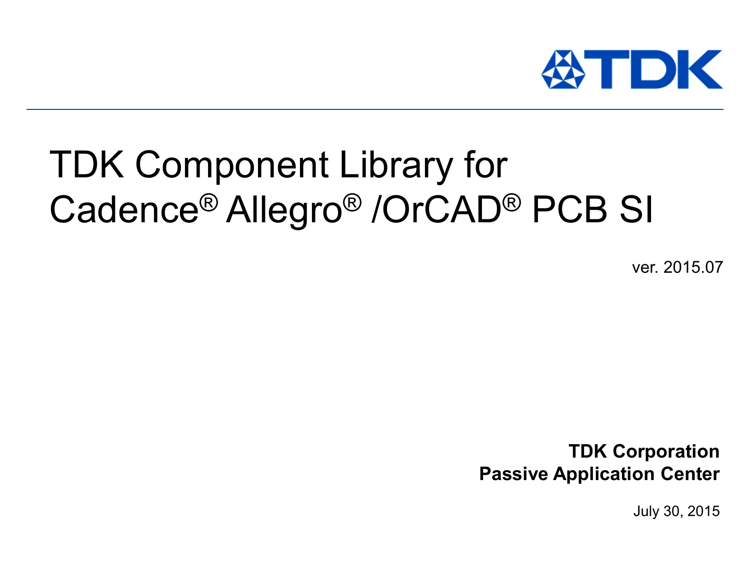TDK

# TDK Component Library for Cadence® Allegro® /OrCAD® PCB SI

ver. 2015.07

**TDK Corporation**
**Passive Application Center**

July 30, 2015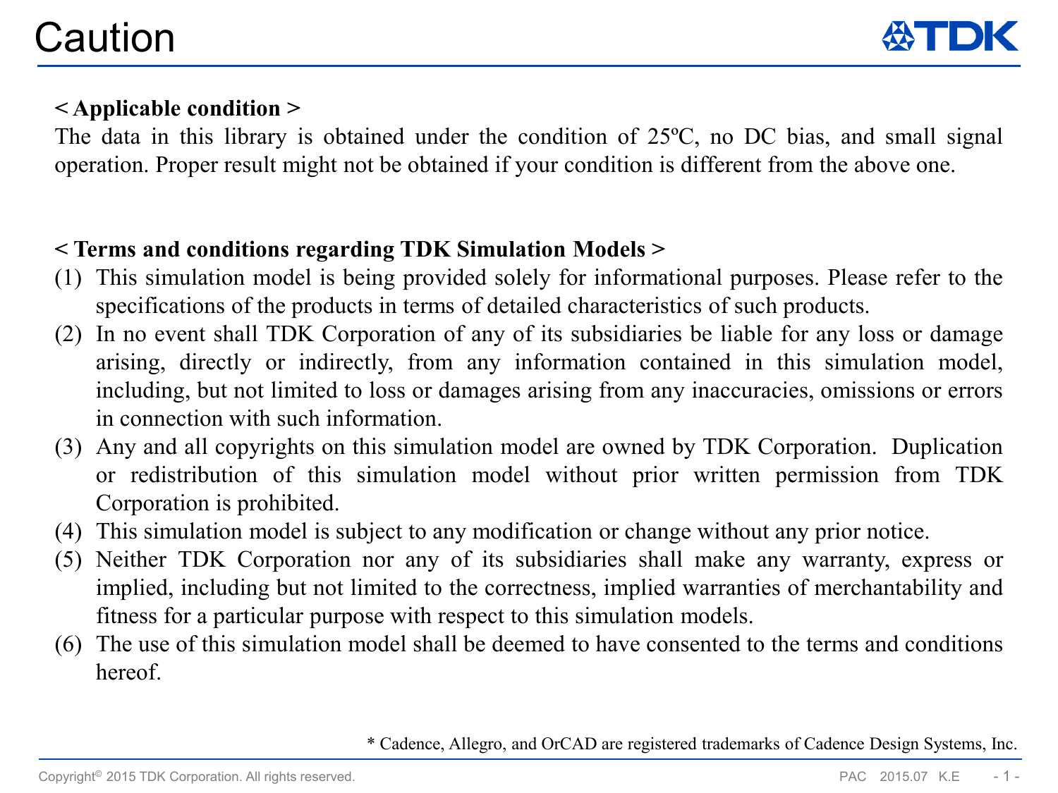# Caution

**< Applicable condition >**

The data in this library is obtained under the condition of 25ºC, no DC bias, and small signal operation. Proper result might not be obtained if your condition is different from the above one.

**< Terms and conditions regarding TDK Simulation Models >**

(1) This simulation model is being provided solely for informational purposes. Please refer to the specifications of the products in terms of detailed characteristics of such products.

(2) In no event shall TDK Corporation of any of its subsidiaries be liable for any loss or damage arising, directly or indirectly, from any information contained in this simulation model, including, but not limited to loss or damages arising from any inaccuracies, omissions or errors in connection with such information.

(3) Any and all copyrights on this simulation model are owned by TDK Corporation. Duplication or redistribution of this simulation model without prior written permission from TDK Corporation is prohibited.

(4) This simulation model is subject to any modification or change without any prior notice.

(5) Neither TDK Corporation nor any of its subsidiaries shall make any warranty, express or implied, including but not limited to the correctness, implied warranties of merchantability and fitness for a particular purpose with respect to this simulation models.

(6) The use of this simulation model shall be deemed to have consented to the terms and conditions hereof.

* Cadence, Allegro, and OrCAD are registered trademarks of Cadence Design Systems, Inc.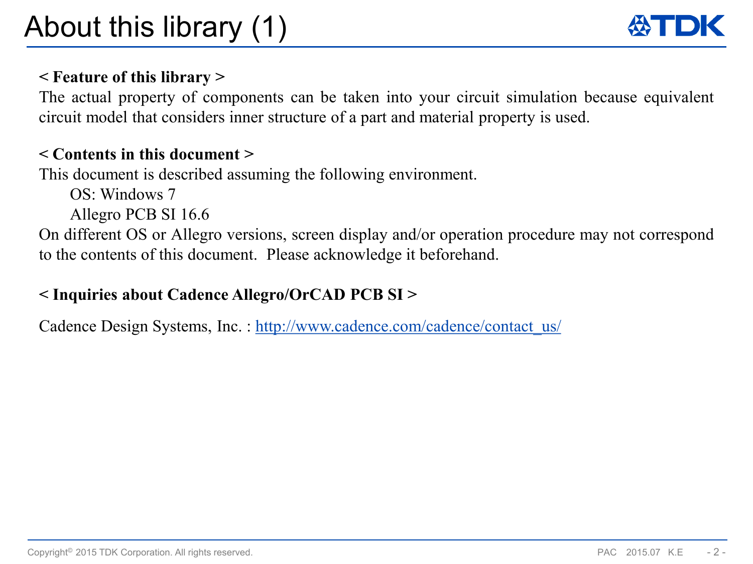# About this library (1)

**< Feature of this library >**

The actual property of components can be taken into your circuit simulation because equivalent circuit model that considers inner structure of a part and material property is used.

**< Contents in this document >**

This document is described assuming the following environment.

OS: Windows 7

Allegro PCB SI 16.6

On different OS or Allegro versions, screen display and/or operation procedure may not correspond to the contents of this document. Please acknowledge it beforehand.

**< Inquiries about Cadence Allegro/OrCAD PCB SI >**

Cadence Design Systems, Inc. : http://www.cadence.com/cadence/contact_us/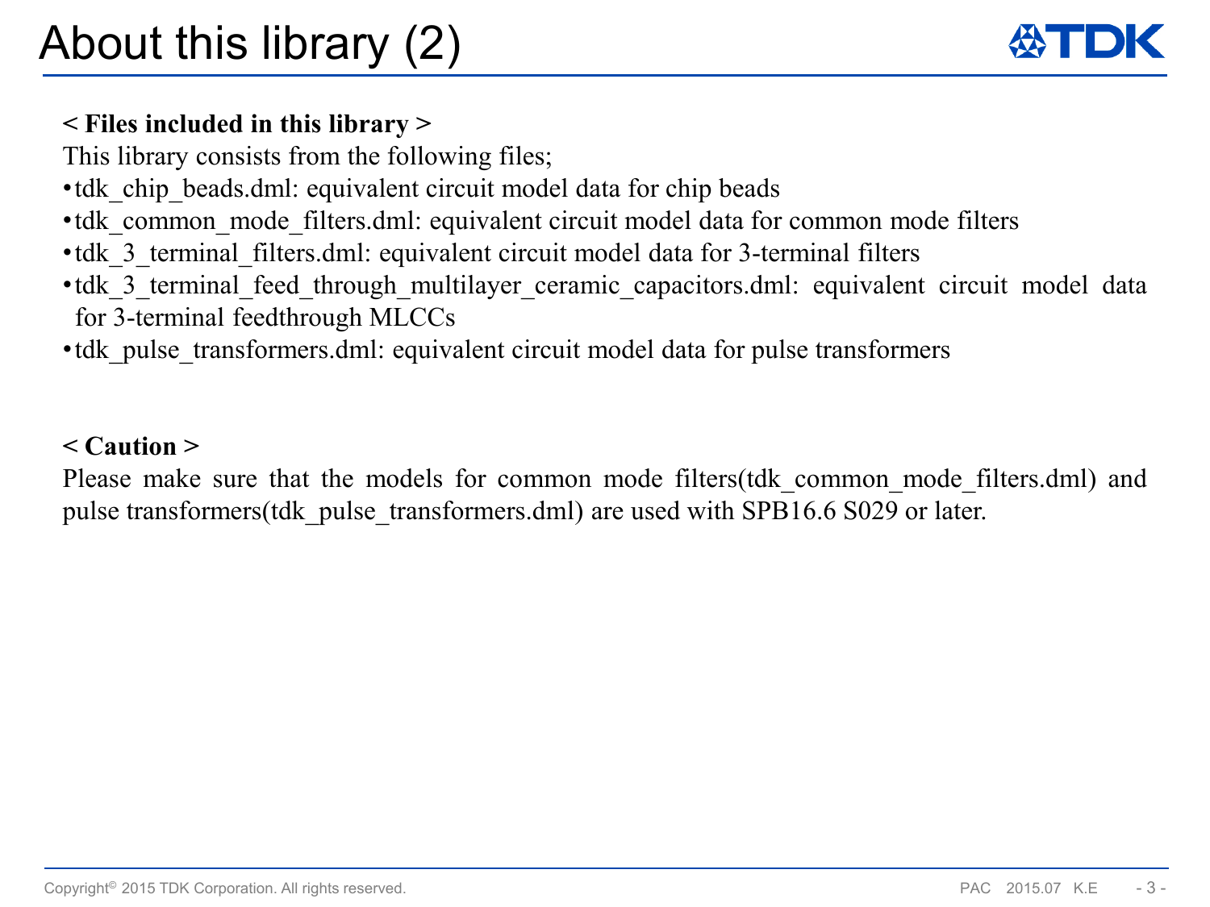# About this library (2)

**< Files included in this library >**

This library consists from the following files;

- tdk_chip_beads.dml: equivalent circuit model data for chip beads
- tdk_common_mode_filters.dml: equivalent circuit model data for common mode filters
- tdk_3_terminal_filters.dml: equivalent circuit model data for 3-terminal filters
- tdk_3_terminal_feed_through_multilayer_ceramic_capacitors.dml: equivalent circuit model data for 3-terminal feedthrough MLCCs
- tdk_pulse_transformers.dml: equivalent circuit model data for pulse transformers

**< Caution >**

Please make sure that the models for common mode filters(tdk_common_mode_filters.dml) and pulse transformers(tdk_pulse_transformers.dml) are used with SPB16.6 S029 or later.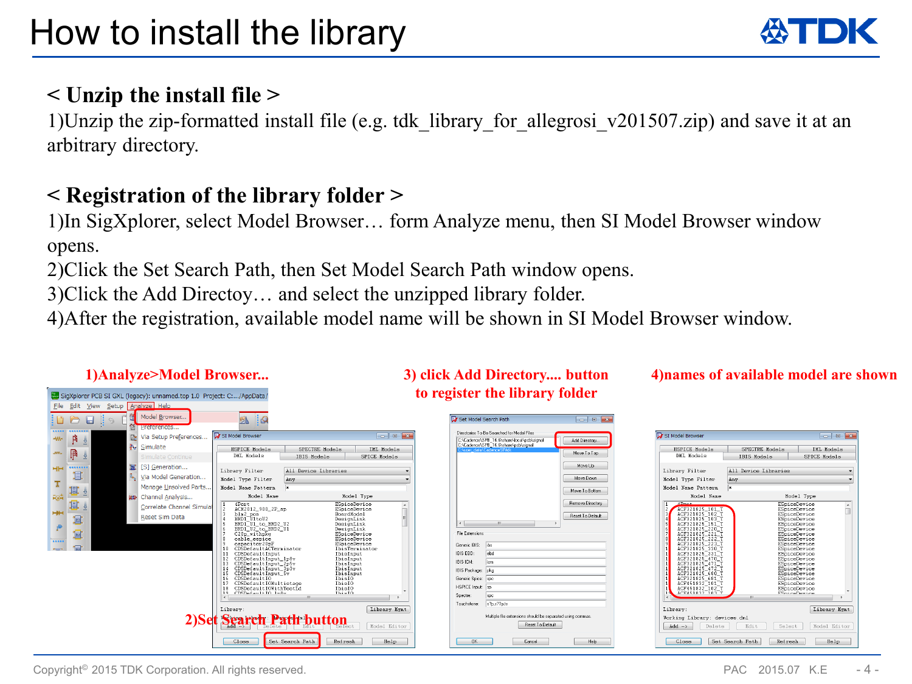# How to install the library

## < Unzip the install file >

1)Unzip the zip-formatted install file (e.g. tdk_library_for_allegrosi_v201507.zip) and save it at an arbitrary directory.

## < Registration of the library folder >

1)In SigXplorer, select Model Browser… form Analyze menu, then SI Model Browser window opens.
2)Click the Set Search Path, then Set Model Search Path window opens.
3)Click the Add Directoy… and select the unzipped library folder.
4)After the registration, available model name will be shown in SI Model Browser window.

1)Analyze>Model Browser...

2)Set Search Path button

3) click Add Directory.... button to register the library folder

4)names of available model are shown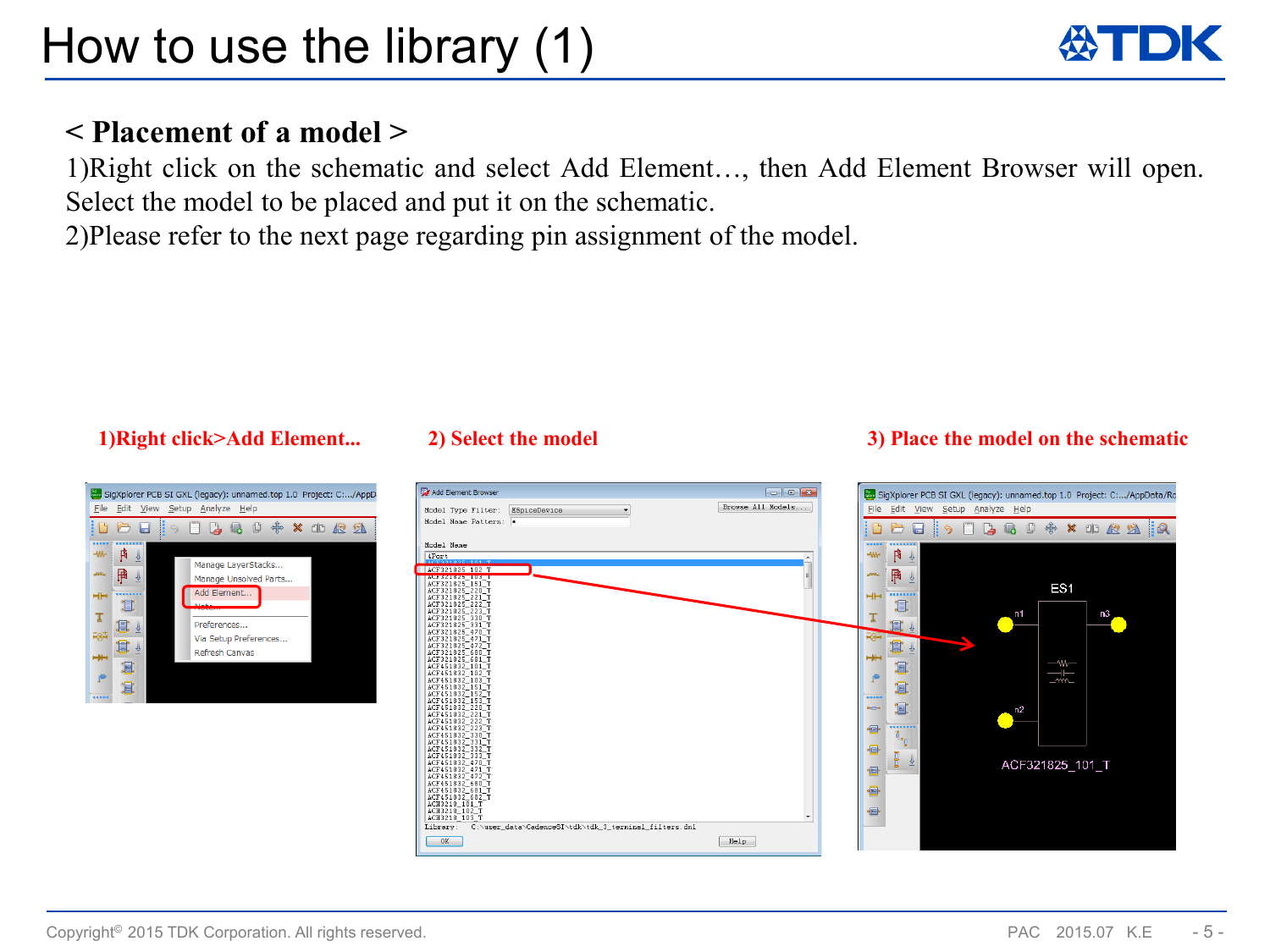# How to use the library (1)

## < Placement of a model >

1)Right click on the schematic and select Add Element…, then Add Element Browser will open. Select the model to be placed and put it on the schematic.

2)Please refer to the next page regarding pin assignment of the model.

**1)Right click>Add Element...**

**2) Select the model**

**3) Place the model on the schematic**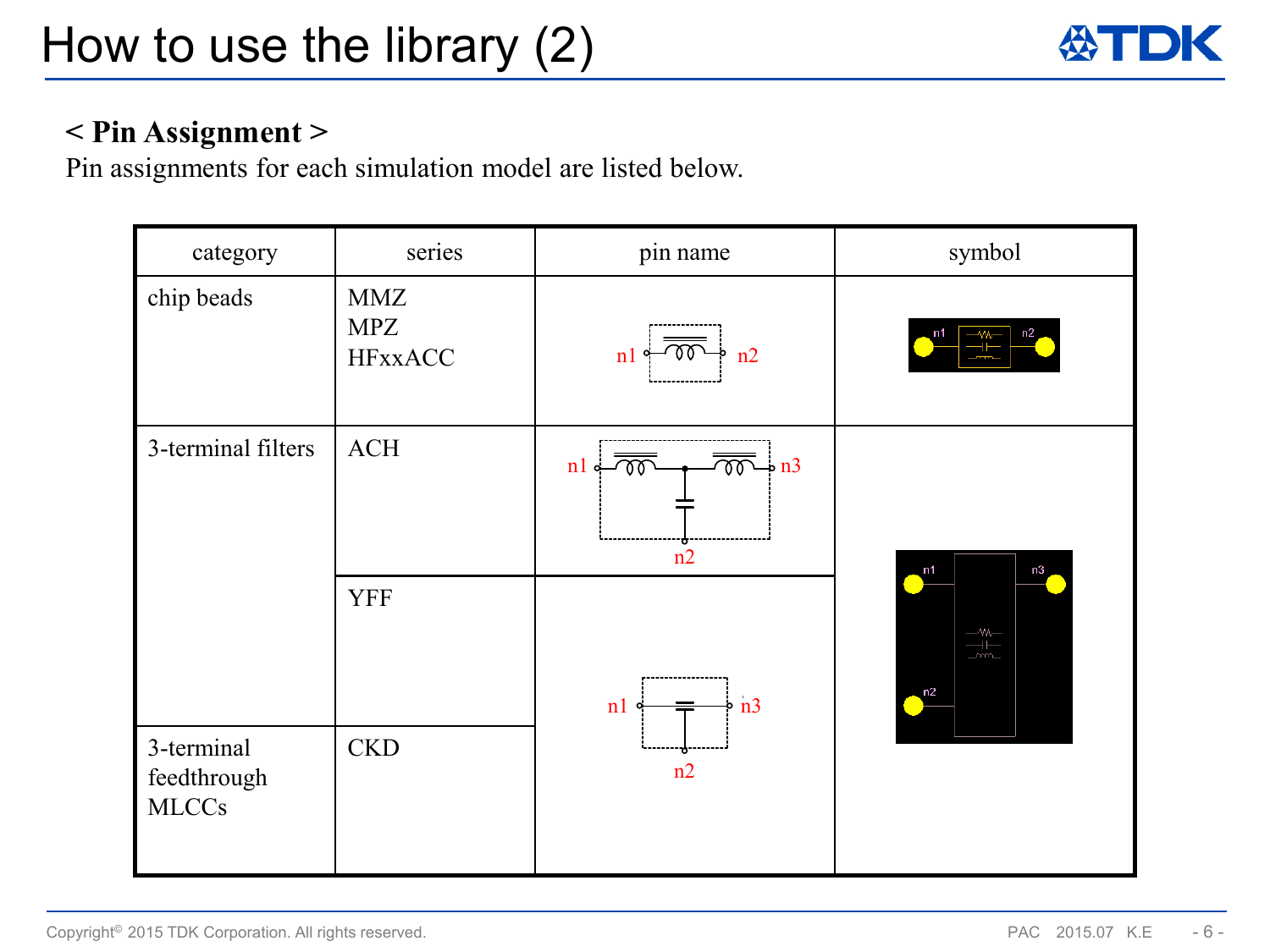# How to use the library (2)

**< Pin Assignment >**

Pin assignments for each simulation model are listed below.

| category | series | pin name | symbol |
|---|---|---|---|
| chip beads | MMZ<br>MPZ<br>HFxxACC | n1, n2 | n1, n2 |
| 3-terminal filters | ACH | n1, n3, n2 | n1, n3, n2 |
| | YFF | n1, n3, n2 | |
| 3-terminal feedthrough MLCCs | CKD | | |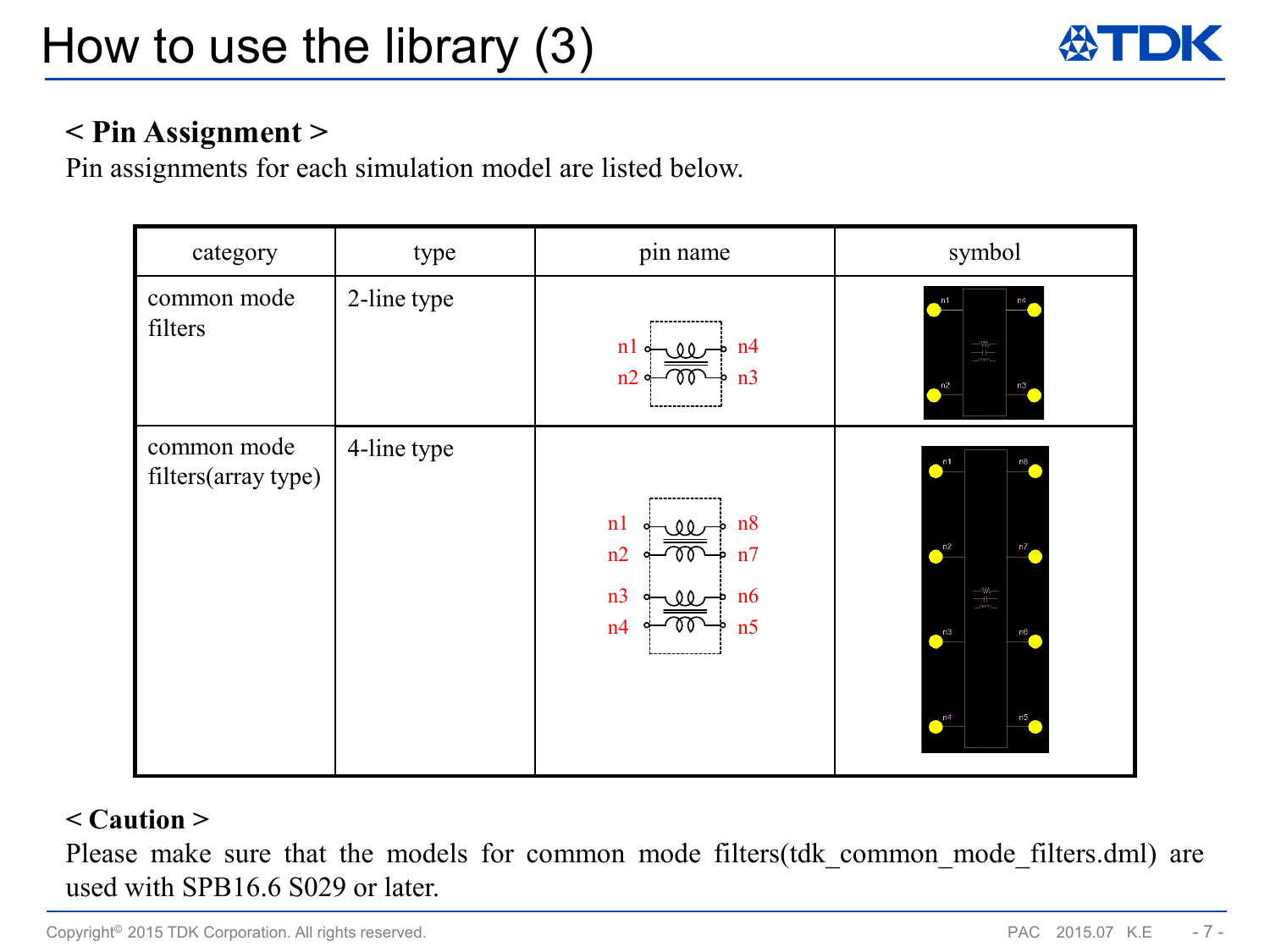# How to use the library (3)

**< Pin Assignment >**

Pin assignments for each simulation model are listed below.

| category | type | pin name | symbol |
|---|---|---|---|
| common mode filters | 2-line type | n1, n4, n2, n3 | n1, n4, n2, n3 |
| common mode filters(array type) | 4-line type | n1, n8, n2, n7, n3, n6, n4, n5 | n1, n8, n2, n7, n3, n6, n4, n5 |

**< Caution >**

Please make sure that the models for common mode filters(tdk_common_mode_filters.dml) are used with SPB16.6 S029 or later.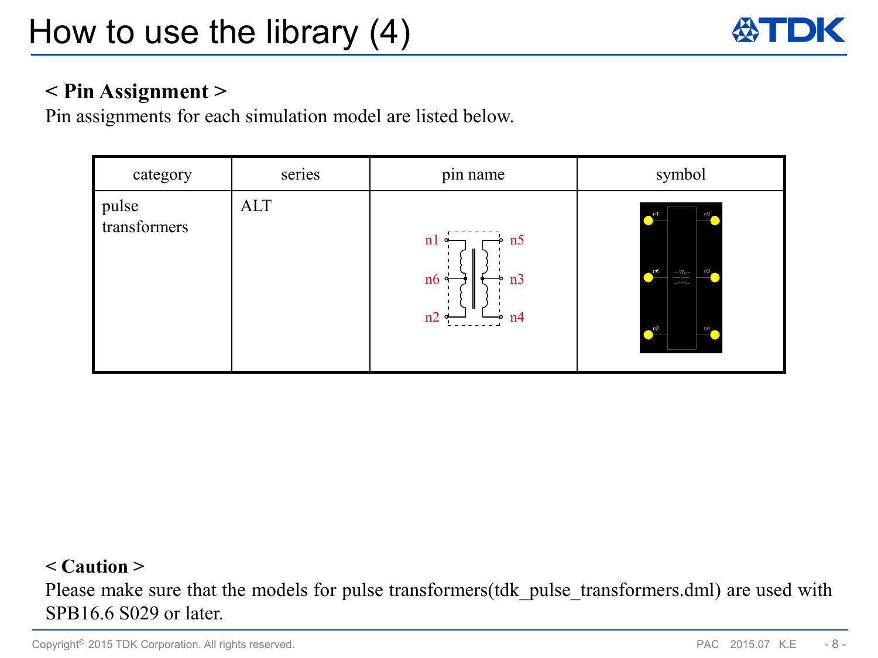# How to use the library (4)

**< Pin Assignment >**

Pin assignments for each simulation model are listed below.

| category | series | pin name | symbol |
|---|---|---|---|
| pulse transformers | ALT | n1, n6, n2 / n5, n3, n4 | |

**< Caution >**

Please make sure that the models for pulse transformers(tdk_pulse_transformers.dml) are used with SPB16.6 S029 or later.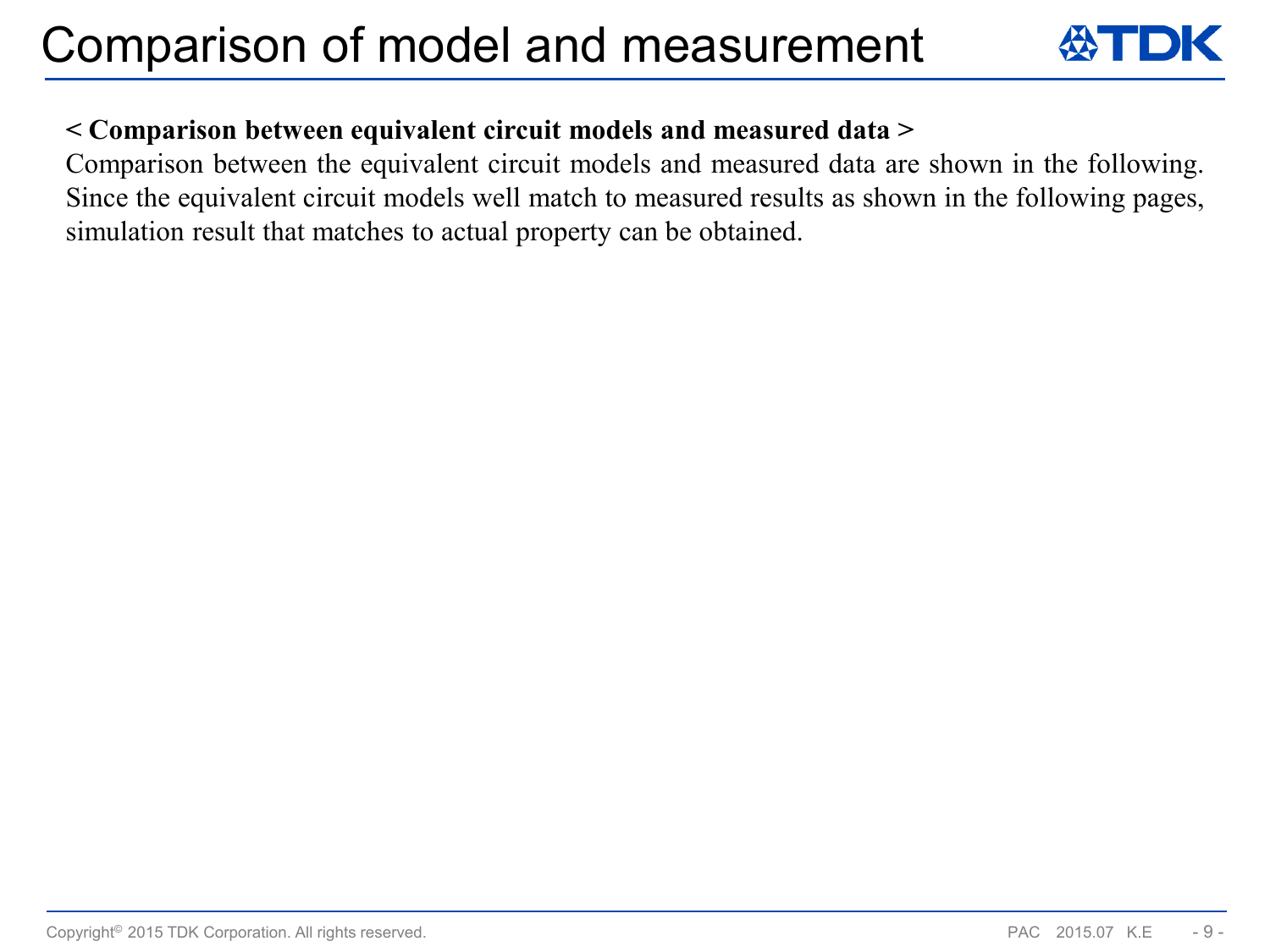# Comparison of model and measurement

**< Comparison between equivalent circuit models and measured data >**

Comparison between the equivalent circuit models and measured data are shown in the following. Since the equivalent circuit models well match to measured results as shown in the following pages, simulation result that matches to actual property can be obtained.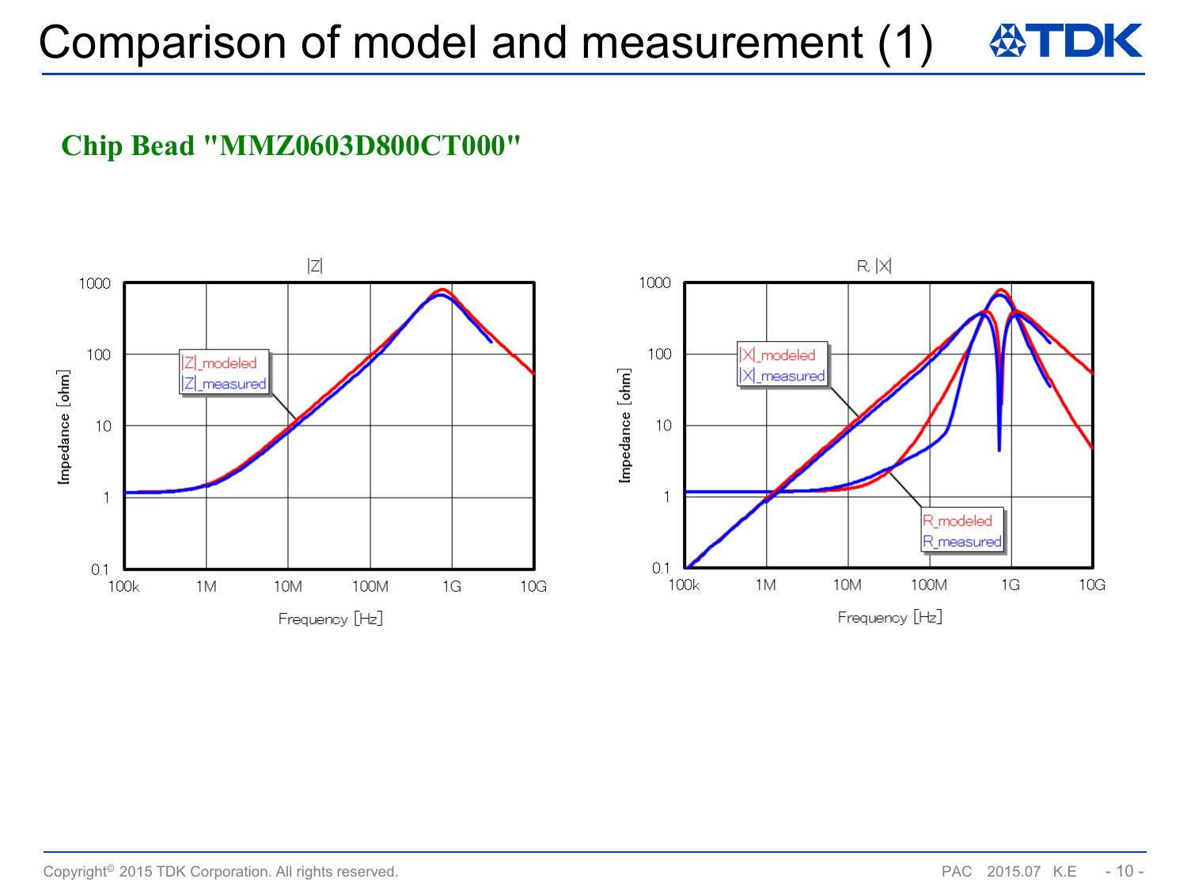# Comparison of model and measurement (1)

## Chip Bead "MMZ0603D800CT000"

|Z|

- |Z|_modeled
- |Z|_measured

Impedance [ohm] vs. Frequency [Hz] (100k – 10G; 0.1 – 1000)

R, |X|

- |X|_modeled
- |X|_measured
- R_modeled
- R_measured

Impedance [ohm] vs. Frequency [Hz] (100k – 10G; 0.1 – 1000)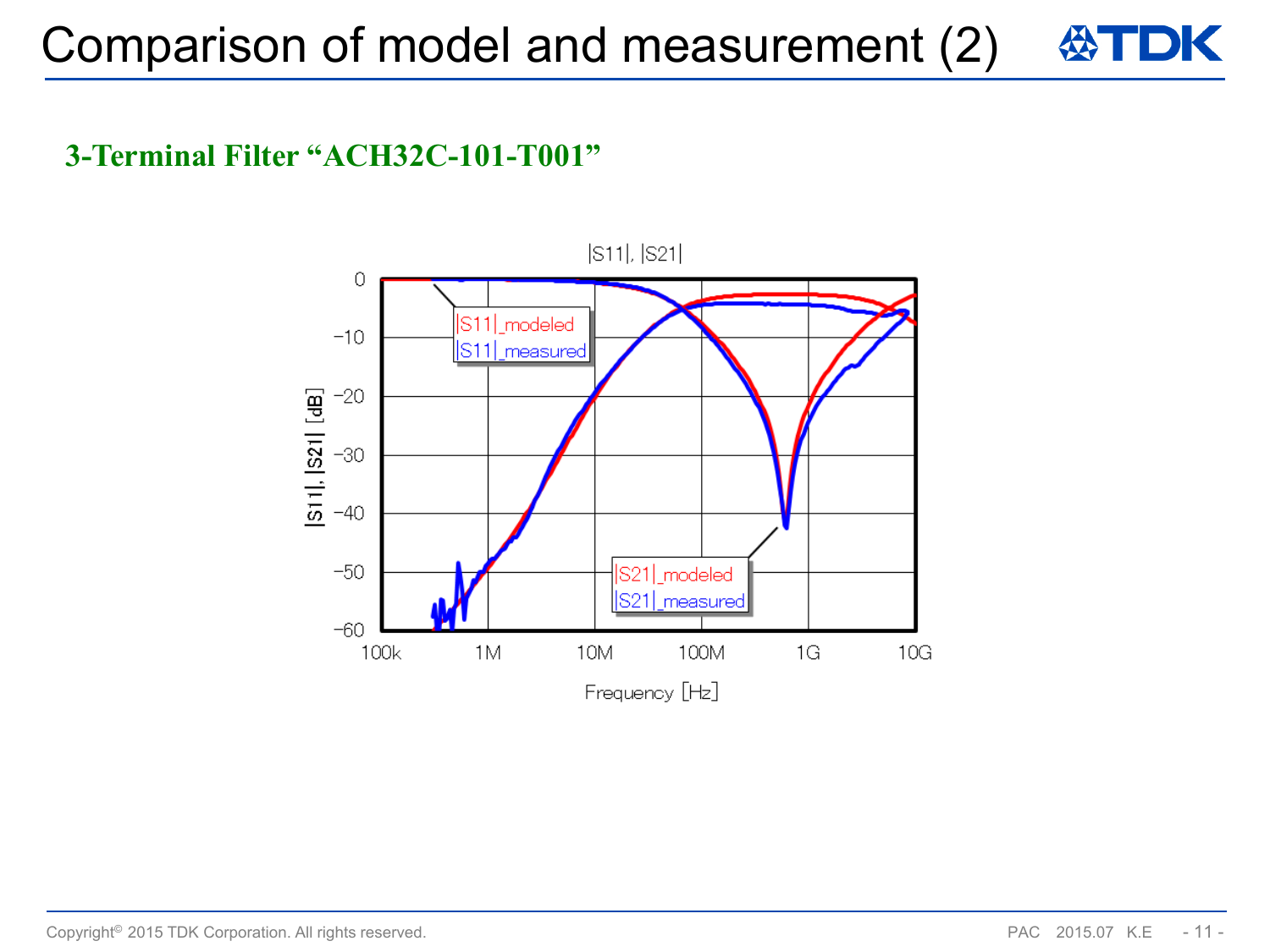# Comparison of model and measurement (2)

**3-Terminal Filter “ACH32C-101-T001”**

|S11|, |S21|

|S11|_modeled
|S11|_measured

|S21|_modeled
|S21|_measured

|S11|, |S21| [dB]

Frequency [Hz]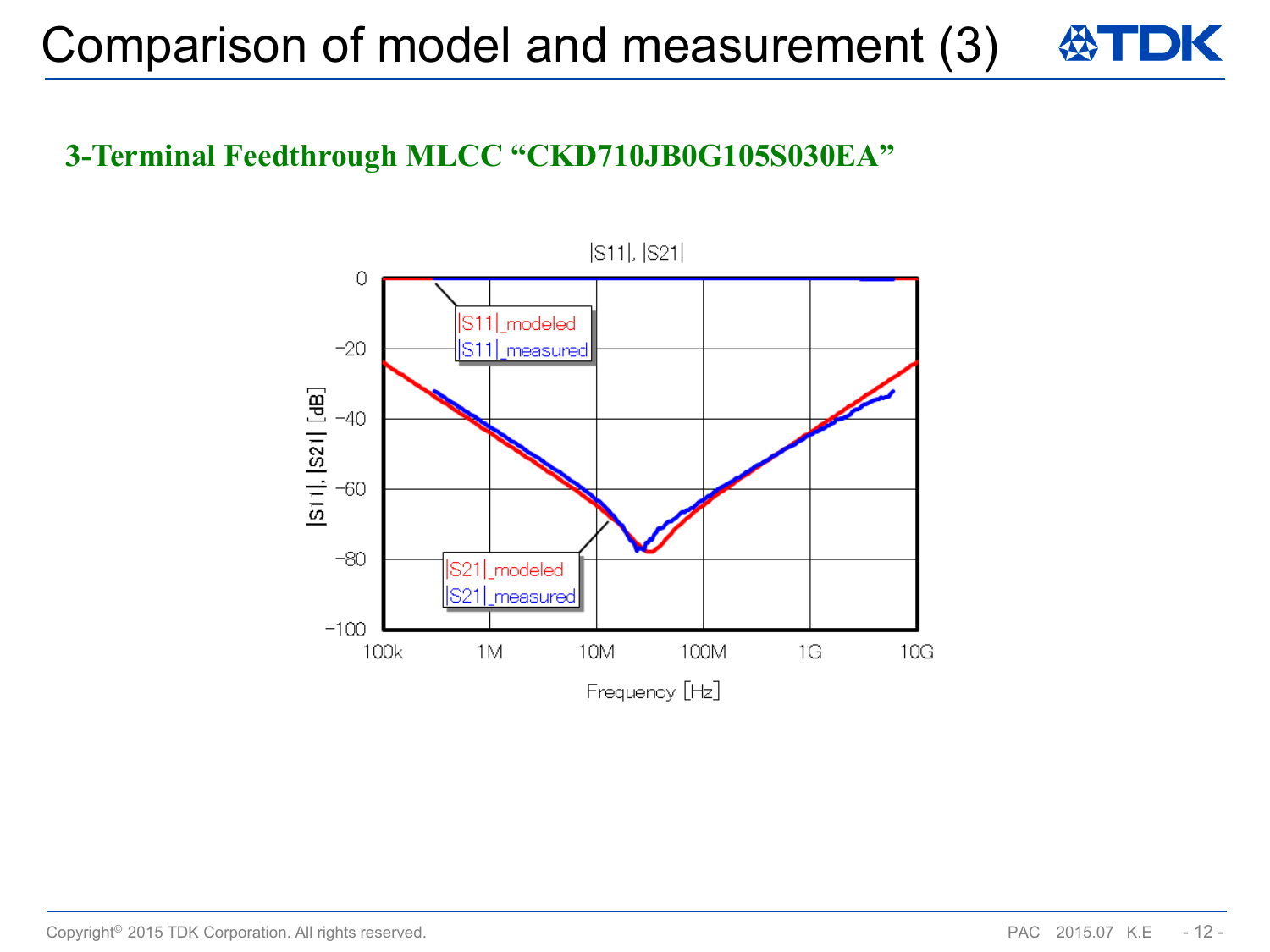# Comparison of model and measurement (3)

**3-Terminal Feedthrough MLCC “CKD710JB0G105S030EA”**

|S11|, |S21|

|S11|_modeled
|S11|_measured

|S21|_modeled
|S21|_measured

|S11|, |S21| [dB]

0, −20, −40, −60, −80, −100

100k, 1M, 10M, 100M, 1G, 10G

Frequency [Hz]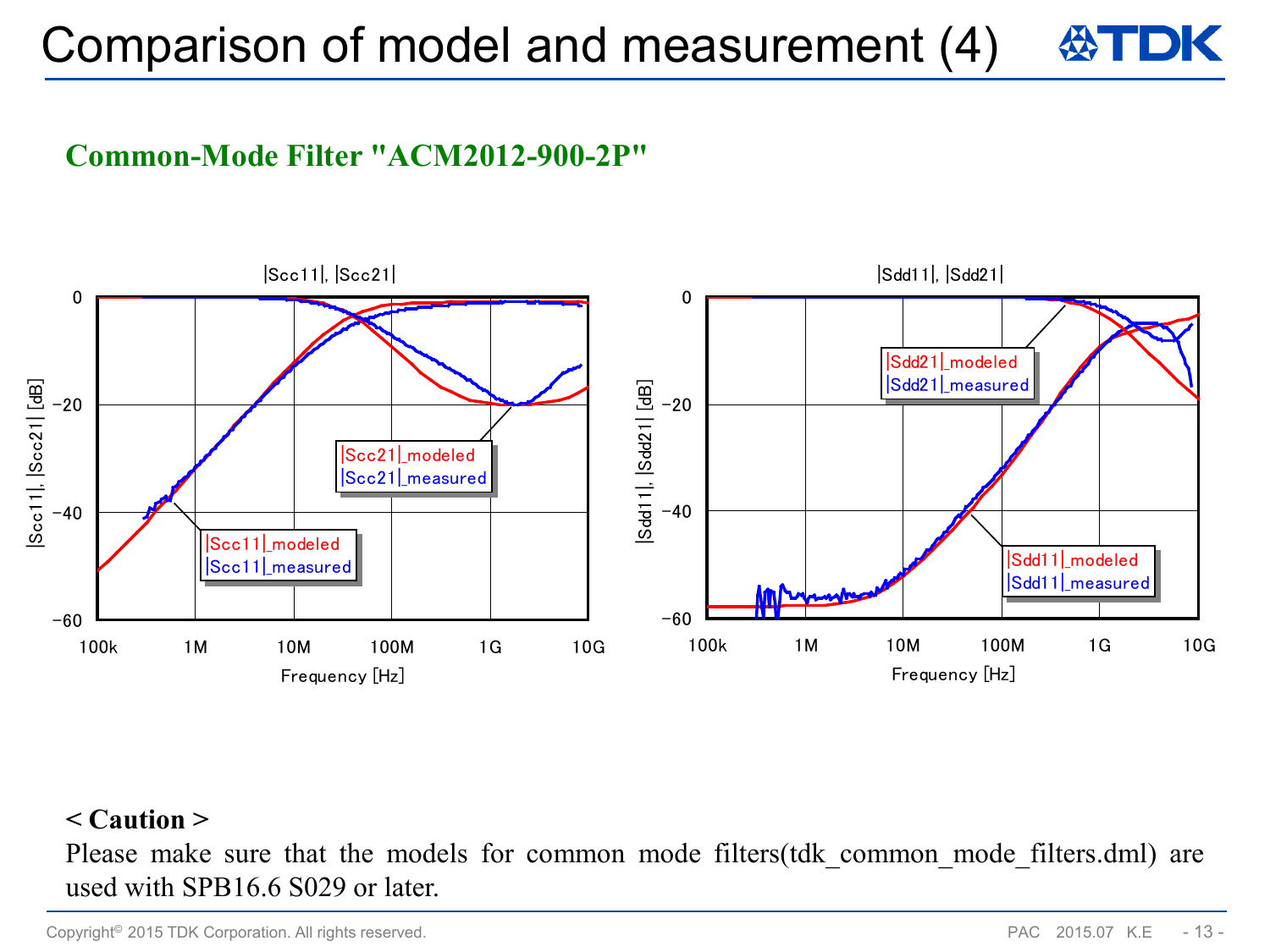# Comparison of model and measurement (4)

## Common-Mode Filter "ACM2012-900-2P"

|Scc11|, |Scc21|

|Scc21|_modeled
|Scc21|_measured
|Scc11|_modeled
|Scc11|_measured

|Sdd11|, |Sdd21|

|Sdd21|_modeled
|Sdd21|_measured
|Sdd11|_modeled
|Sdd11|_measured

**< Caution >**

Please make sure that the models for common mode filters(tdk_common_mode_filters.dml) are used with SPB16.6 S029 or later.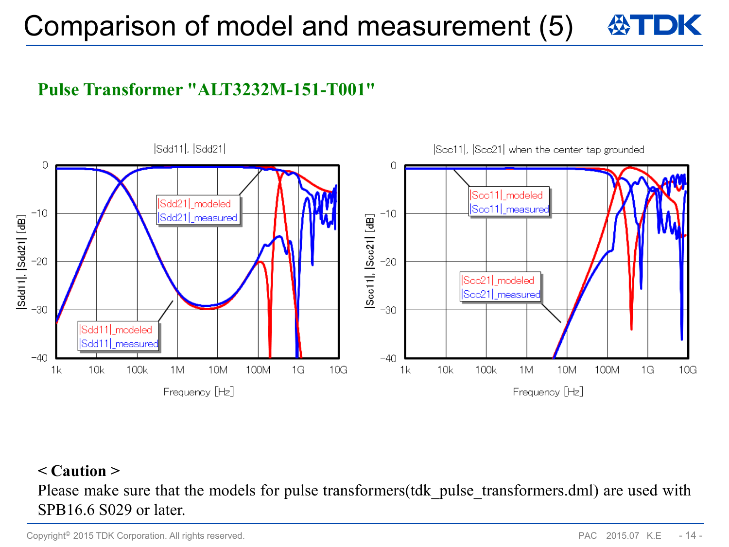# Comparison of model and measurement (5)

## Pulse Transformer "ALT3232M-151-T001"

|Sdd11|, |Sdd21|

|Scc11|, |Scc21| when the center tap grounded

**< Caution >**

Please make sure that the models for pulse transformers(tdk_pulse_transformers.dml) are used with SPB16.6 S029 or later.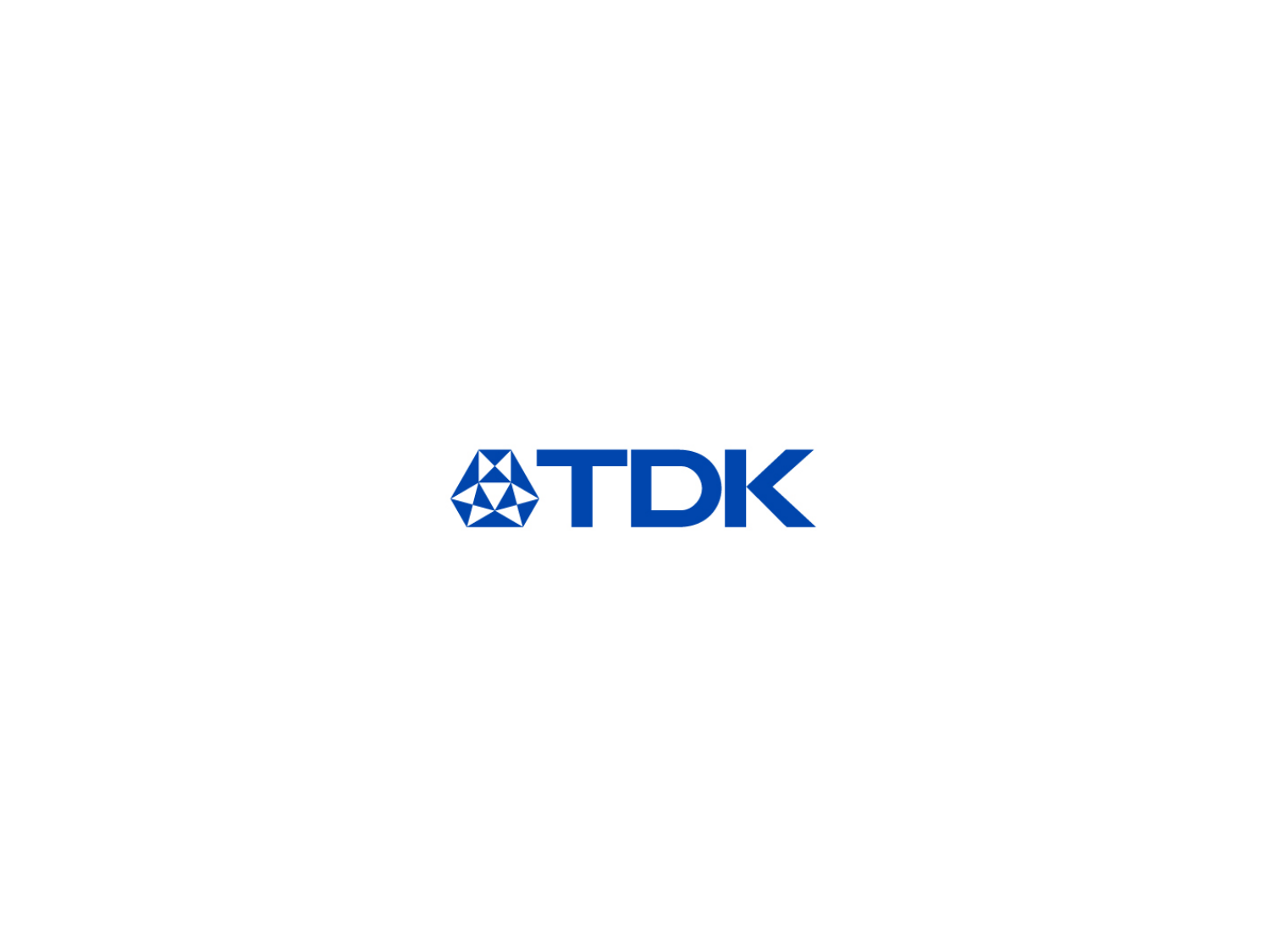TDK